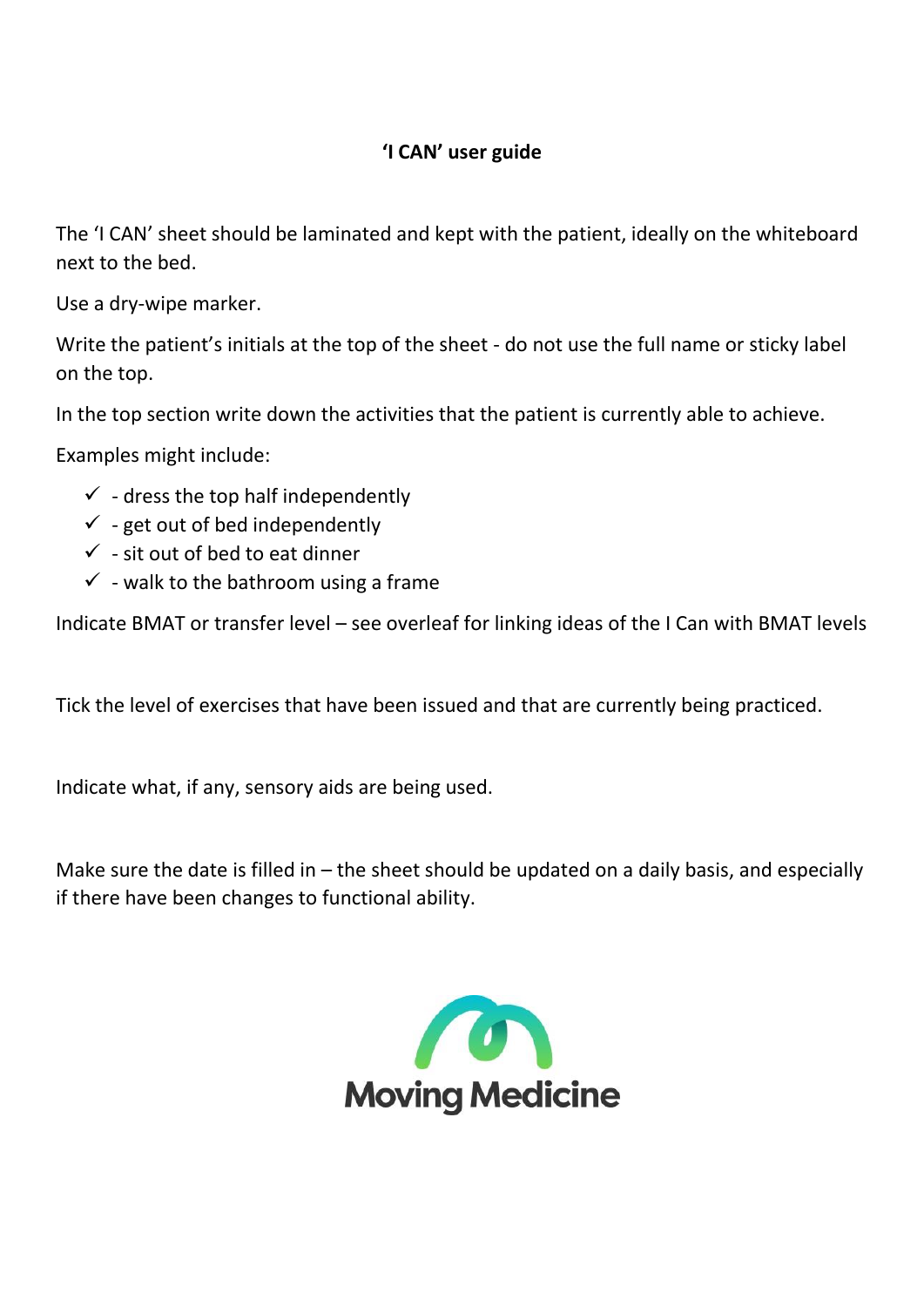# 'I CAN' user guide

The 'I CAN' sheet should be laminated and kept with the patient, ideally on the whiteboard next to the bed.

Use a dry-wipe marker.

Write the patient's initials at the top of the sheet - do not use the full name or sticky label on the top.

In the top section write down the activities that the patient is currently able to achieve.

Examples might include:

- ✓ - dress the top half independently
- ✓ - get out of bed independently
- ✓ - sit out of bed to eat dinner
- ✓ - walk to the bathroom using a frame

Indicate BMAT or transfer level – see overleaf for linking ideas of the I Can with BMAT levels

Tick the level of exercises that have been issued and that are currently being practiced.

Indicate what, if any, sensory aids are being used.

Make sure the date is filled in – the sheet should be updated on a daily basis, and especially if there have been changes to functional ability.

Moving Medicine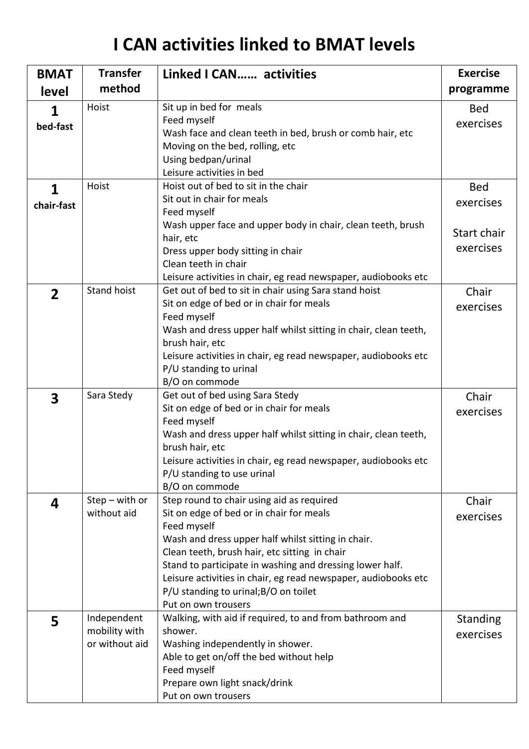# I CAN activities linked to BMAT levels

| BMAT level | Transfer method | Linked I CAN…… activities | Exercise programme |
|---|---|---|---|
| **1** **bed-fast** | Hoist | Sit up in bed for meals<br>Feed myself<br>Wash face and clean teeth in bed, brush or comb hair, etc<br>Moving on the bed, rolling, etc<br>Using bedpan/urinal<br>Leisure activities in bed | Bed exercises |
| **1** **chair-fast** | Hoist | Hoist out of bed to sit in the chair<br>Sit out in chair for meals<br>Feed myself<br>Wash upper face and upper body in chair, clean teeth, brush hair, etc<br>Dress upper body sitting in chair<br>Clean teeth in chair<br>Leisure activities in chair, eg read newspaper, audiobooks etc | Bed exercises<br><br>Start chair exercises |
| **2** | Stand hoist | Get out of bed to sit in chair using Sara stand hoist<br>Sit on edge of bed or in chair for meals<br>Feed myself<br>Wash and dress upper half whilst sitting in chair, clean teeth, brush hair, etc<br>Leisure activities in chair, eg read newspaper, audiobooks etc<br>P/U standing to urinal<br>B/O on commode | Chair exercises |
| **3** | Sara Stedy | Get out of bed using Sara Stedy<br>Sit on edge of bed or in chair for meals<br>Feed myself<br>Wash and dress upper half whilst sitting in chair, clean teeth, brush hair, etc<br>Leisure activities in chair, eg read newspaper, audiobooks etc<br>P/U standing to use urinal<br>B/O on commode | Chair exercises |
| **4** | Step – with or without aid | Step round to chair using aid as required<br>Sit on edge of bed or in chair for meals<br>Feed myself<br>Wash and dress upper half whilst sitting in chair.<br>Clean teeth, brush hair, etc sitting in chair<br>Stand to participate in washing and dressing lower half.<br>Leisure activities in chair, eg read newspaper, audiobooks etc<br>P/U standing to urinal;B/O on toilet<br>Put on own trousers | Chair exercises |
| **5** | Independent mobility with or without aid | Walking, with aid if required, to and from bathroom and shower.<br>Washing independently in shower.<br>Able to get on/off the bed without help<br>Feed myself<br>Prepare own light snack/drink<br>Put on own trousers | Standing exercises |